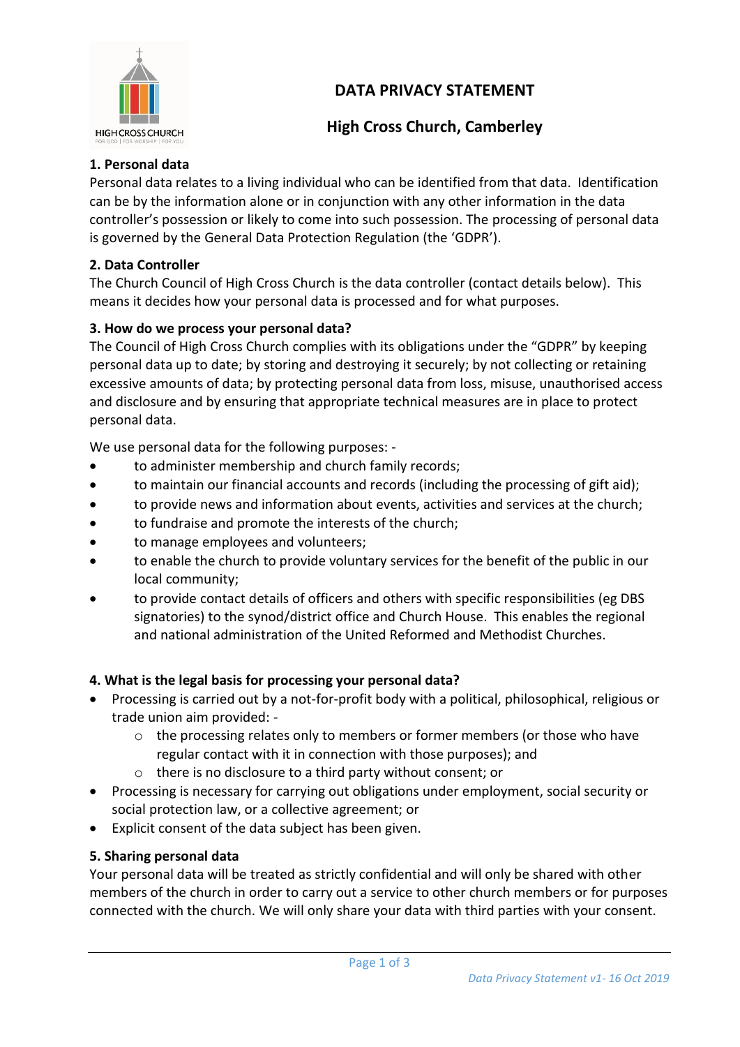# DATA PRIVACY STATEMENT

## High Cross Church, Camberley

### 1. Personal data

Personal data relates to a living individual who can be identified from that data. Identification can be by the information alone or in conjunction with any other information in the data controller's possession or likely to come into such possession. The processing of personal data is governed by the General Data Protection Regulation (the 'GDPR').

### 2. Data Controller

The Church Council of High Cross Church is the data controller (contact details below). This means it decides how your personal data is processed and for what purposes.

### 3. How do we process your personal data?

The Council of High Cross Church complies with its obligations under the "GDPR" by keeping personal data up to date; by storing and destroying it securely; by not collecting or retaining excessive amounts of data; by protecting personal data from loss, misuse, unauthorised access and disclosure and by ensuring that appropriate technical measures are in place to protect personal data.

We use personal data for the following purposes: -

- to administer membership and church family records;
- to maintain our financial accounts and records (including the processing of gift aid);
- to provide news and information about events, activities and services at the church;
- to fundraise and promote the interests of the church;
- to manage employees and volunteers;
- to enable the church to provide voluntary services for the benefit of the public in our local community;
- to provide contact details of officers and others with specific responsibilities (eg DBS signatories) to the synod/district office and Church House. This enables the regional and national administration of the United Reformed and Methodist Churches.

### 4. What is the legal basis for processing your personal data?

- Processing is carried out by a not-for-profit body with a political, philosophical, religious or trade union aim provided: -
  - the processing relates only to members or former members (or those who have regular contact with it in connection with those purposes); and
  - there is no disclosure to a third party without consent; or
- Processing is necessary for carrying out obligations under employment, social security or social protection law, or a collective agreement; or
- Explicit consent of the data subject has been given.

### 5. Sharing personal data

Your personal data will be treated as strictly confidential and will only be shared with other members of the church in order to carry out a service to other church members or for purposes connected with the church. We will only share your data with third parties with your consent.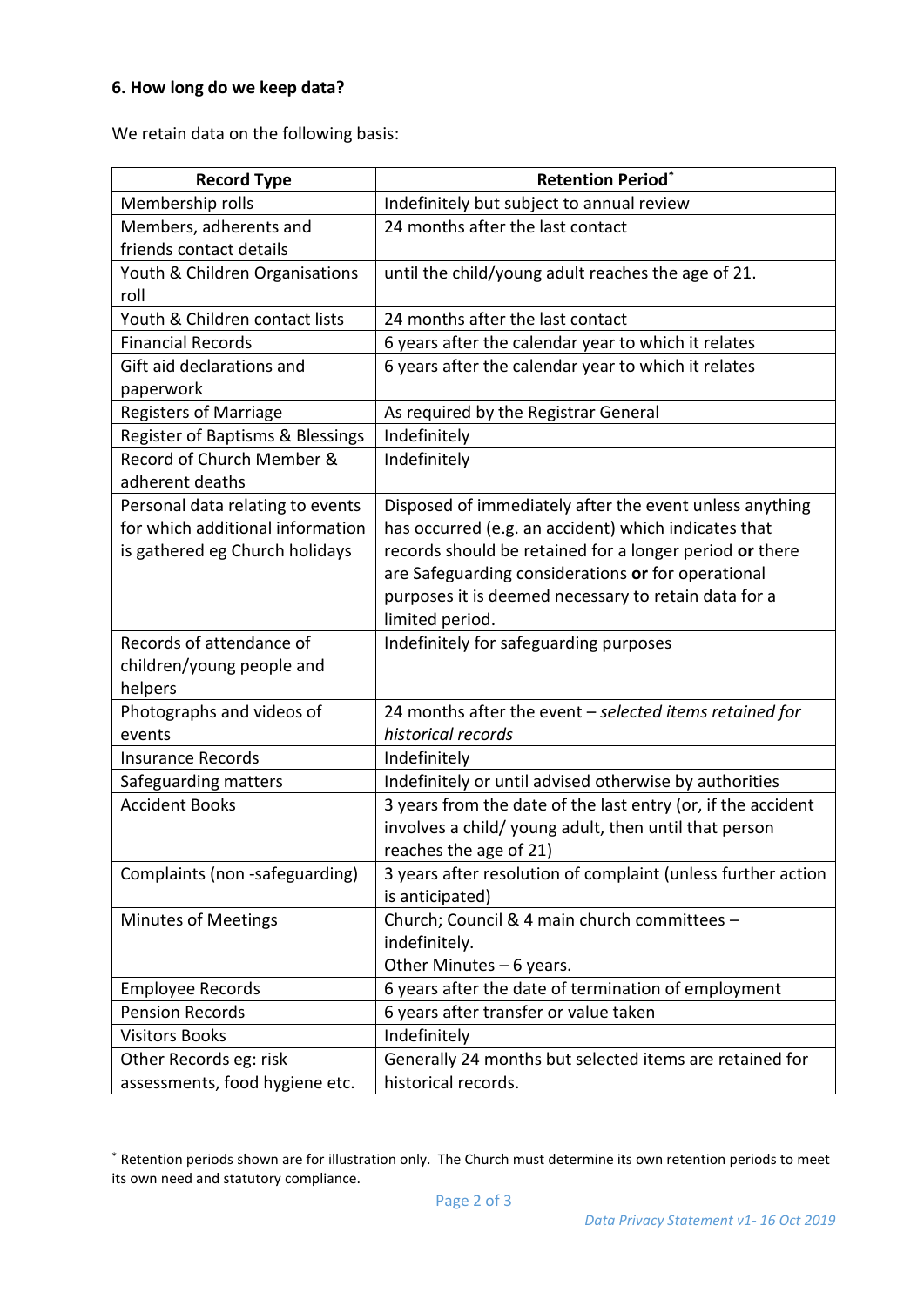**6. How long do we keep data?**

We retain data on the following basis:

| Record Type | Retention Period* |
|---|---|
| Membership rolls | Indefinitely but subject to annual review |
| Members, adherents and friends contact details | 24 months after the last contact |
| Youth & Children Organisations roll | until the child/young adult reaches the age of 21. |
| Youth & Children contact lists | 24 months after the last contact |
| Financial Records | 6 years after the calendar year to which it relates |
| Gift aid declarations and paperwork | 6 years after the calendar year to which it relates |
| Registers of Marriage | As required by the Registrar General |
| Register of Baptisms & Blessings | Indefinitely |
| Record of Church Member & adherent deaths | Indefinitely |
| Personal data relating to events for which additional information is gathered eg Church holidays | Disposed of immediately after the event unless anything has occurred (e.g. an accident) which indicates that records should be retained for a longer period **or** there are Safeguarding considerations **or** for operational purposes it is deemed necessary to retain data for a limited period. |
| Records of attendance of children/young people and helpers | Indefinitely for safeguarding purposes |
| Photographs and videos of events | 24 months after the event – *selected items retained for historical records* |
| Insurance Records | Indefinitely |
| Safeguarding matters | Indefinitely or until advised otherwise by authorities |
| Accident Books | 3 years from the date of the last entry (or, if the accident involves a child/ young adult, then until that person reaches the age of 21) |
| Complaints (non -safeguarding) | 3 years after resolution of complaint (unless further action is anticipated) |
| Minutes of Meetings | Church; Council & 4 main church committees – indefinitely.<br>Other Minutes – 6 years. |
| Employee Records | 6 years after the date of termination of employment |
| Pension Records | 6 years after transfer or value taken |
| Visitors Books | Indefinitely |
| Other Records eg: risk assessments, food hygiene etc. | Generally 24 months but selected items are retained for historical records. |

* Retention periods shown are for illustration only. The Church must determine its own retention periods to meet its own need and statutory compliance.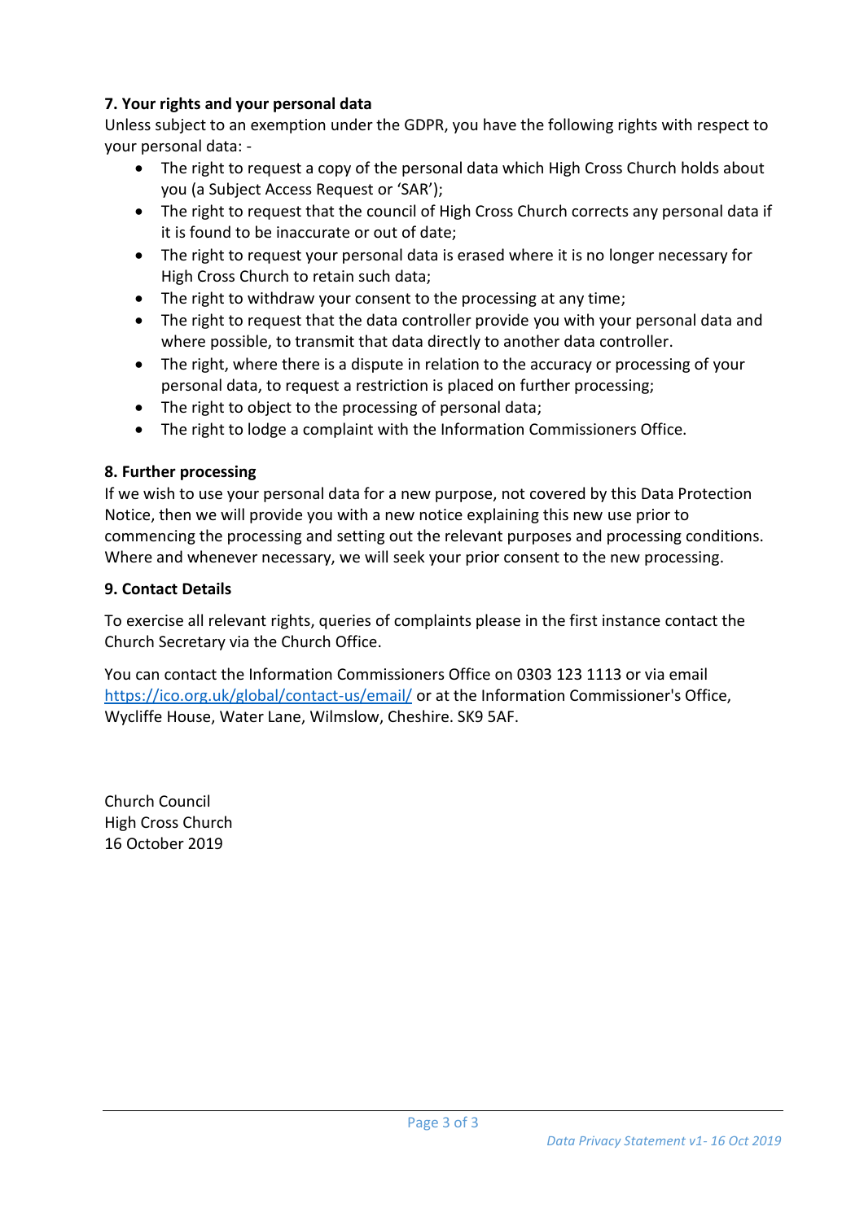### 7. Your rights and your personal data

Unless subject to an exemption under the GDPR, you have the following rights with respect to your personal data: -

- The right to request a copy of the personal data which High Cross Church holds about you (a Subject Access Request or 'SAR');
- The right to request that the council of High Cross Church corrects any personal data if it is found to be inaccurate or out of date;
- The right to request your personal data is erased where it is no longer necessary for High Cross Church to retain such data;
- The right to withdraw your consent to the processing at any time;
- The right to request that the data controller provide you with your personal data and where possible, to transmit that data directly to another data controller.
- The right, where there is a dispute in relation to the accuracy or processing of your personal data, to request a restriction is placed on further processing;
- The right to object to the processing of personal data;
- The right to lodge a complaint with the Information Commissioners Office.

### 8. Further processing

If we wish to use your personal data for a new purpose, not covered by this Data Protection Notice, then we will provide you with a new notice explaining this new use prior to commencing the processing and setting out the relevant purposes and processing conditions. Where and whenever necessary, we will seek your prior consent to the new processing.

### 9. Contact Details

To exercise all relevant rights, queries of complaints please in the first instance contact the Church Secretary via the Church Office.

You can contact the Information Commissioners Office on 0303 123 1113 or via email https://ico.org.uk/global/contact-us/email/ or at the Information Commissioner's Office, Wycliffe House, Water Lane, Wilmslow, Cheshire. SK9 5AF.

Church Council
High Cross Church
16 October 2019